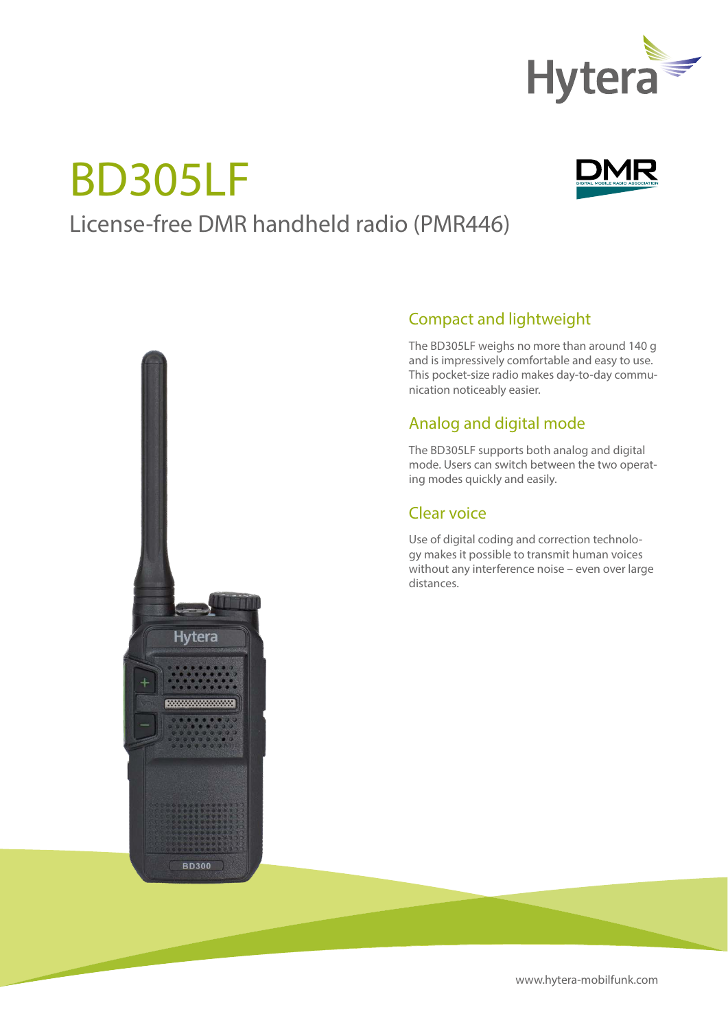# BD305LF

License-free DMR handheld radio (PMR446)

## Compact and lightweight

The BD305LF weighs no more than around 140 g and is impressively comfortable and easy to use. This pocket-size radio makes day-to-day communication noticeably easier.

## Analog and digital mode

The BD305LF supports both analog and digital mode. Users can switch between the two operating modes quickly and easily.

## Clear voice

Use of digital coding and correction technology makes it possible to transmit human voices without any interference noise – even over large distances.

www.hytera-mobilfunk.com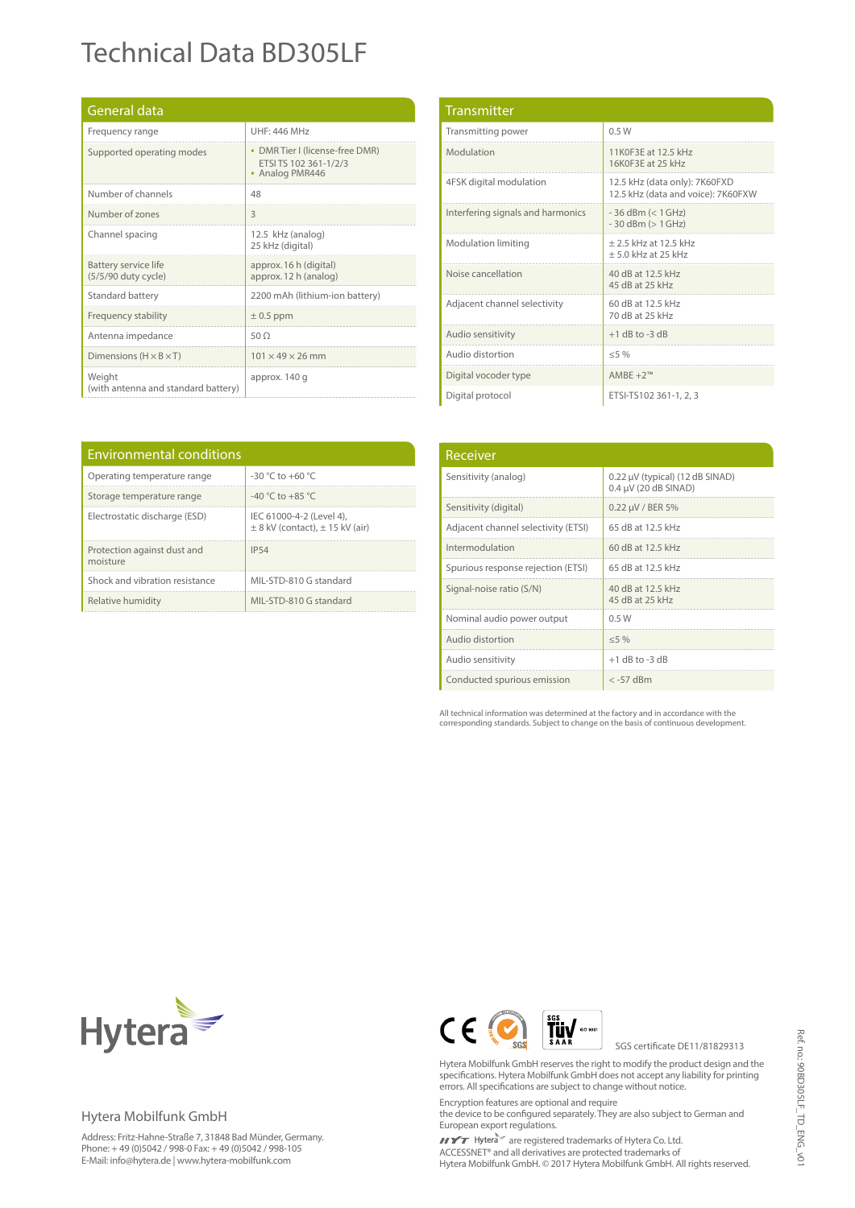# Technical Data BD305LF

## General data

| | |
|---|---|
| Frequency range | UHF: 446 MHz |
| Supported operating modes | ▪ DMR Tier I (license-free DMR) ETSI TS 102 361-1/2/3<br>▪ Analog PMR446 |
| Number of channels | 48 |
| Number of zones | 3 |
| Channel spacing | 12.5 kHz (analog)<br>25 kHz (digital) |
| Battery service life (5/5/90 duty cycle) | approx. 16 h (digital)<br>approx. 12 h (analog) |
| Standard battery | 2200 mAh (lithium-ion battery) |
| Frequency stability | ± 0.5 ppm |
| Antenna impedance | 50 Ω |
| Dimensions (H × B × T) | 101 × 49 × 26 mm |
| Weight (with antenna and standard battery) | approx. 140 g |

## Transmitter

| | |
|---|---|
| Transmitting power | 0.5 W |
| Modulation | 11K0F3E at 12.5 kHz<br>16K0F3E at 25 kHz |
| 4FSK digital modulation | 12.5 kHz (data only): 7K60FXD<br>12.5 kHz (data and voice): 7K60FXW |
| Interfering signals and harmonics | - 36 dBm (< 1 GHz)<br>- 30 dBm (> 1 GHz) |
| Modulation limiting | ± 2.5 kHz at 12.5 kHz<br>± 5.0 kHz at 25 kHz |
| Noise cancellation | 40 dB at 12.5 kHz<br>45 dB at 25 kHz |
| Adjacent channel selectivity | 60 dB at 12.5 kHz<br>70 dB at 25 kHz |
| Audio sensitivity | +1 dB to -3 dB |
| Audio distortion | ≤5 % |
| Digital vocoder type | AMBE +2™ |
| Digital protocol | ETSI-TS102 361-1, 2, 3 |

## Environmental conditions

| | |
|---|---|
| Operating temperature range | -30 °C to +60 °C |
| Storage temperature range | -40 °C to +85 °C |
| Electrostatic discharge (ESD) | IEC 61000-4-2 (Level 4),<br>± 8 kV (contact), ± 15 kV (air) |
| Protection against dust and moisture | IP54 |
| Shock and vibration resistance | MIL-STD-810 G standard |
| Relative humidity | MIL-STD-810 G standard |

## Receiver

| | |
|---|---|
| Sensitivity (analog) | 0.22 µV (typical) (12 dB SINAD)<br>0.4 µV (20 dB SINAD) |
| Sensitivity (digital) | 0.22 µV / BER 5% |
| Adjacent channel selectivity (ETSI) | 65 dB at 12.5 kHz |
| Intermodulation | 60 dB at 12.5 kHz |
| Spurious response rejection (ETSI) | 65 dB at 12.5 kHz |
| Signal-noise ratio (S/N) | 40 dB at 12.5 kHz<br>45 dB at 25 kHz |
| Nominal audio power output | 0.5 W |
| Audio distortion | ≤5 % |
| Audio sensitivity | +1 dB to -3 dB |
| Conducted spurious emission | < -57 dBm |

All technical information was determined at the factory and in accordance with the corresponding standards. Subject to change on the basis of continuous development.

Hytera

Hytera Mobilfunk GmbH

Address: Fritz-Hahne-Straße 7, 31848 Bad Münder, Germany.
Phone: + 49 (0)5042 / 998-0 Fax: + 49 (0)5042 / 998-105
E-Mail: info@hytera.de | www.hytera-mobilfunk.com

SGS certificate DE11/81829313

Hytera Mobilfunk GmbH reserves the right to modify the product design and the specifications. Hytera Mobilfunk GmbH does not accept any liability for printing errors. All specifications are subject to change without notice.

Encryption features are optional and require the device to be configured separately. They are also subject to German and European export regulations.

HYT Hytera are registered trademarks of Hytera Co. Ltd.
ACCESSNET® and all derivatives are protected trademarks of Hytera Mobilfunk GmbH. © 2017 Hytera Mobilfunk GmbH. All rights reserved.

Ref. no.: 90BD305LF_TD_ENG_v01